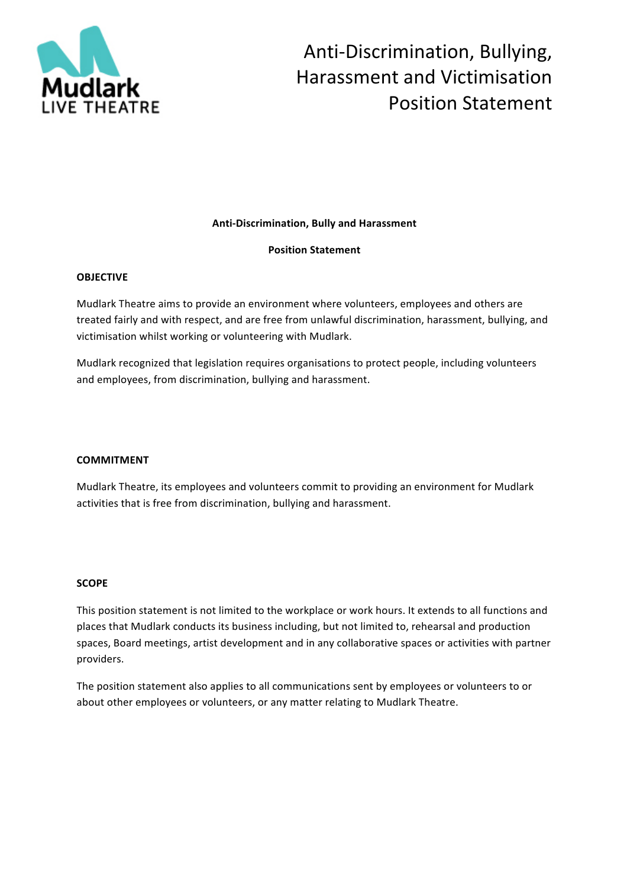# Anti-Discrimination, Bullying, Harassment and Victimisation Position Statement

**Anti-Discrimination, Bully and Harassment**

**Position Statement**

## OBJECTIVE

Mudlark Theatre aims to provide an environment where volunteers, employees and others are treated fairly and with respect, and are free from unlawful discrimination, harassment, bullying, and victimisation whilst working or volunteering with Mudlark.

Mudlark recognized that legislation requires organisations to protect people, including volunteers and employees, from discrimination, bullying and harassment.

## COMMITMENT

Mudlark Theatre, its employees and volunteers commit to providing an environment for Mudlark activities that is free from discrimination, bullying and harassment.

## SCOPE

This position statement is not limited to the workplace or work hours. It extends to all functions and places that Mudlark conducts its business including, but not limited to, rehearsal and production spaces, Board meetings, artist development and in any collaborative spaces or activities with partner providers.

The position statement also applies to all communications sent by employees or volunteers to or about other employees or volunteers, or any matter relating to Mudlark Theatre.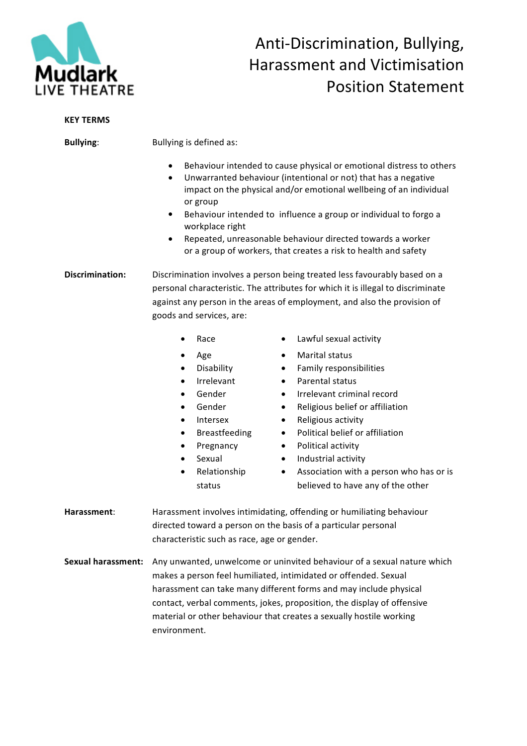# Anti-Discrimination, Bullying, Harassment and Victimisation Position Statement

**KEY TERMS**

**Bullying**: Bullying is defined as:

- Behaviour intended to cause physical or emotional distress to others
- Unwarranted behaviour (intentional or not) that has a negative impact on the physical and/or emotional wellbeing of an individual or group
- Behaviour intended to influence a group or individual to forgo a workplace right
- Repeated, unreasonable behaviour directed towards a worker or a group of workers, that creates a risk to health and safety

**Discrimination:** Discrimination involves a person being treated less favourably based on a personal characteristic. The attributes for which it is illegal to discriminate against any person in the areas of employment, and also the provision of goods and services, are:

- Race
- Age
- Disability
- Irrelevant
- Gender
- Gender
- Intersex
- Breastfeeding
- Pregnancy
- Sexual
- Relationship status
- Lawful sexual activity
- Marital status
- Family responsibilities
- Parental status
- Irrelevant criminal record
- Religious belief or affiliation
- Religious activity
- Political belief or affiliation
- Political activity
- Industrial activity
- Association with a person who has or is believed to have any of the other

**Harassment**: Harassment involves intimidating, offending or humiliating behaviour directed toward a person on the basis of a particular personal characteristic such as race, age or gender.

**Sexual harassment:** Any unwanted, unwelcome or uninvited behaviour of a sexual nature which makes a person feel humiliated, intimidated or offended. Sexual harassment can take many different forms and may include physical contact, verbal comments, jokes, proposition, the display of offensive material or other behaviour that creates a sexually hostile working environment.